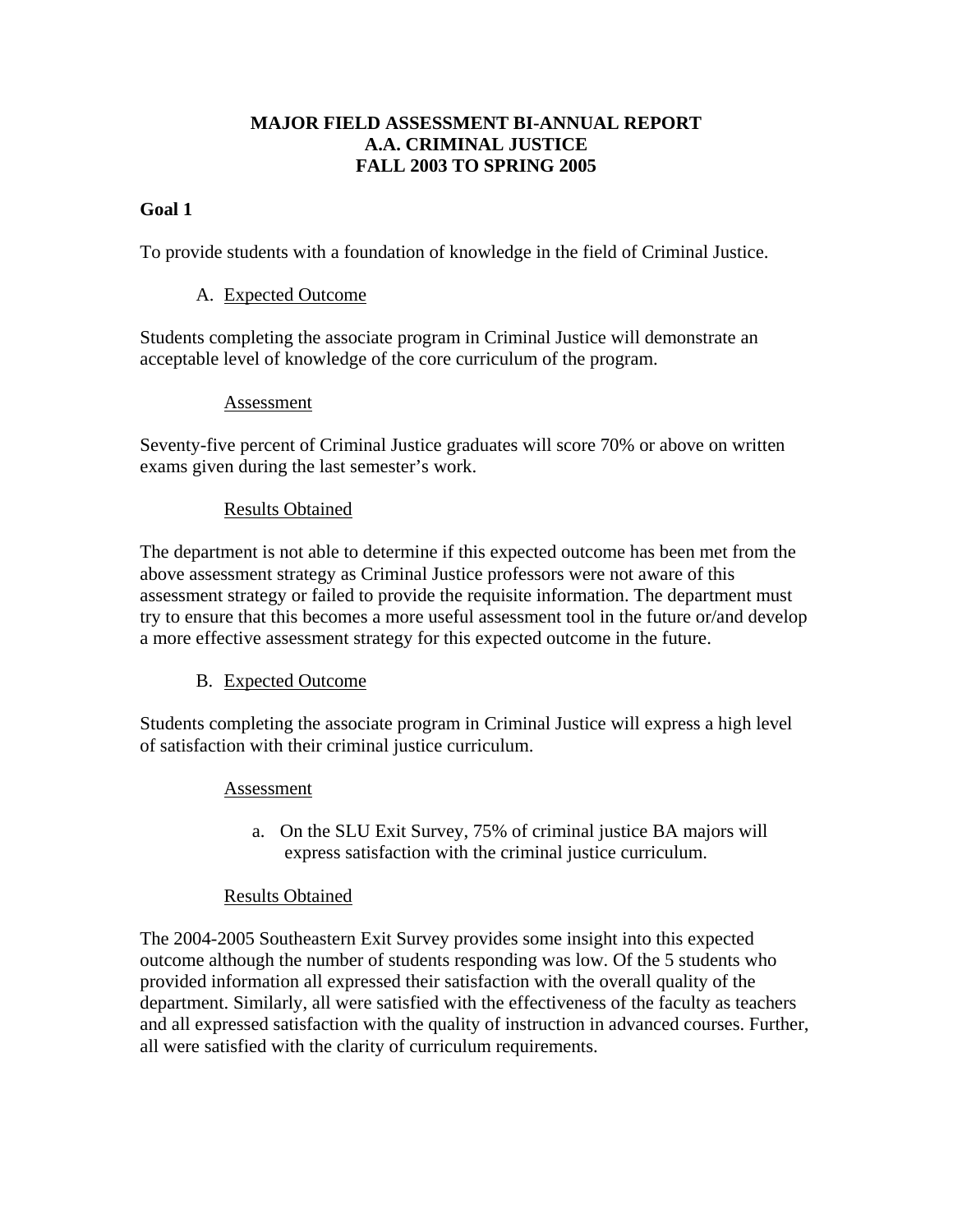# MAJOR FIELD ASSESSMENT BI-ANNUAL REPORT
# A.A. CRIMINAL JUSTICE
# FALL 2003 TO SPRING 2005

**Goal 1**

To provide students with a foundation of knowledge in the field of Criminal Justice.

A. Expected Outcome

Students completing the associate program in Criminal Justice will demonstrate an acceptable level of knowledge of the core curriculum of the program.

Assessment

Seventy-five percent of Criminal Justice graduates will score 70% or above on written exams given during the last semester's work.

Results Obtained

The department is not able to determine if this expected outcome has been met from the above assessment strategy as Criminal Justice professors were not aware of this assessment strategy or failed to provide the requisite information. The department must try to ensure that this becomes a more useful assessment tool in the future or/and develop a more effective assessment strategy for this expected outcome in the future.

B. Expected Outcome

Students completing the associate program in Criminal Justice will express a high level of satisfaction with their criminal justice curriculum.

Assessment

a. On the SLU Exit Survey, 75% of criminal justice BA majors will express satisfaction with the criminal justice curriculum.

Results Obtained

The 2004-2005 Southeastern Exit Survey provides some insight into this expected outcome although the number of students responding was low. Of the 5 students who provided information all expressed their satisfaction with the overall quality of the department. Similarly, all were satisfied with the effectiveness of the faculty as teachers and all expressed satisfaction with the quality of instruction in advanced courses. Further, all were satisfied with the clarity of curriculum requirements.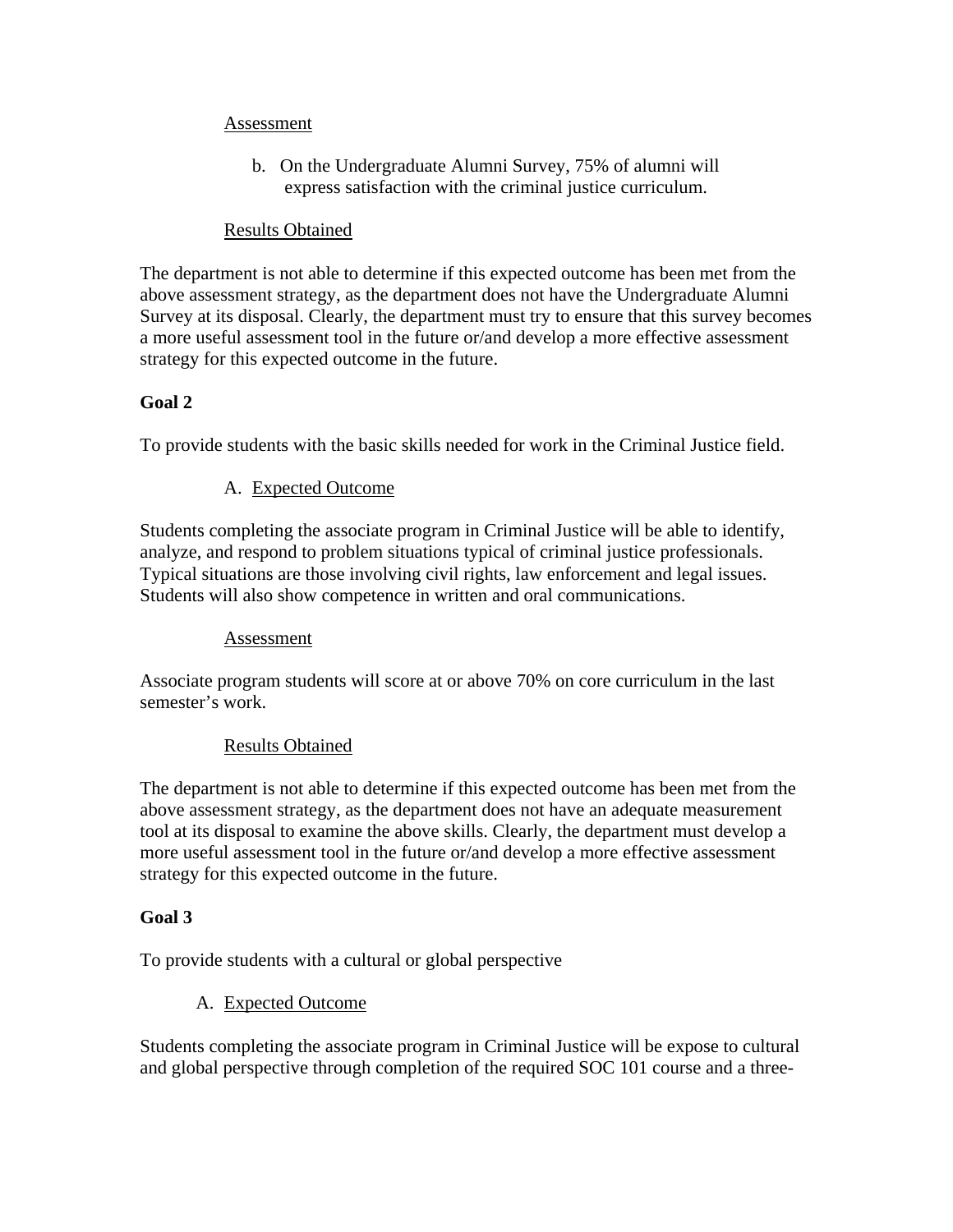Assessment

b. On the Undergraduate Alumni Survey, 75% of alumni will express satisfaction with the criminal justice curriculum.

Results Obtained

The department is not able to determine if this expected outcome has been met from the above assessment strategy, as the department does not have the Undergraduate Alumni Survey at its disposal. Clearly, the department must try to ensure that this survey becomes a more useful assessment tool in the future or/and develop a more effective assessment strategy for this expected outcome in the future.

**Goal 2**

To provide students with the basic skills needed for work in the Criminal Justice field.

A. Expected Outcome

Students completing the associate program in Criminal Justice will be able to identify, analyze, and respond to problem situations typical of criminal justice professionals. Typical situations are those involving civil rights, law enforcement and legal issues. Students will also show competence in written and oral communications.

Assessment

Associate program students will score at or above 70% on core curriculum in the last semester's work.

Results Obtained

The department is not able to determine if this expected outcome has been met from the above assessment strategy, as the department does not have an adequate measurement tool at its disposal to examine the above skills. Clearly, the department must develop a more useful assessment tool in the future or/and develop a more effective assessment strategy for this expected outcome in the future.

**Goal 3**

To provide students with a cultural or global perspective

A. Expected Outcome

Students completing the associate program in Criminal Justice will be expose to cultural and global perspective through completion of the required SOC 101 course and a three-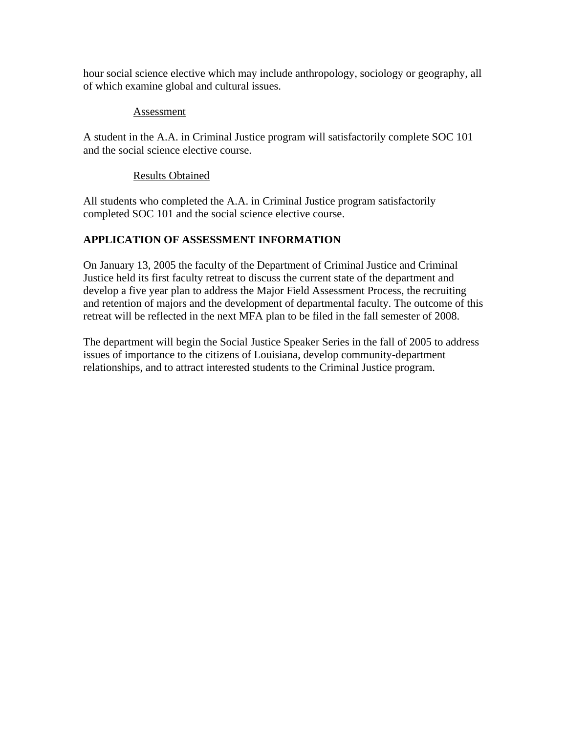hour social science elective which may include anthropology, sociology or geography, all of which examine global and cultural issues.

<u>Assessment</u>

A student in the A.A. in Criminal Justice program will satisfactorily complete SOC 101 and the social science elective course.

<u>Results Obtained</u>

All students who completed the A.A. in Criminal Justice program satisfactorily completed SOC 101 and the social science elective course.

## APPLICATION OF ASSESSMENT INFORMATION

On January 13, 2005 the faculty of the Department of Criminal Justice and Criminal Justice held its first faculty retreat to discuss the current state of the department and develop a five year plan to address the Major Field Assessment Process, the recruiting and retention of majors and the development of departmental faculty. The outcome of this retreat will be reflected in the next MFA plan to be filed in the fall semester of 2008.

The department will begin the Social Justice Speaker Series in the fall of 2005 to address issues of importance to the citizens of Louisiana, develop community-department relationships, and to attract interested students to the Criminal Justice program.